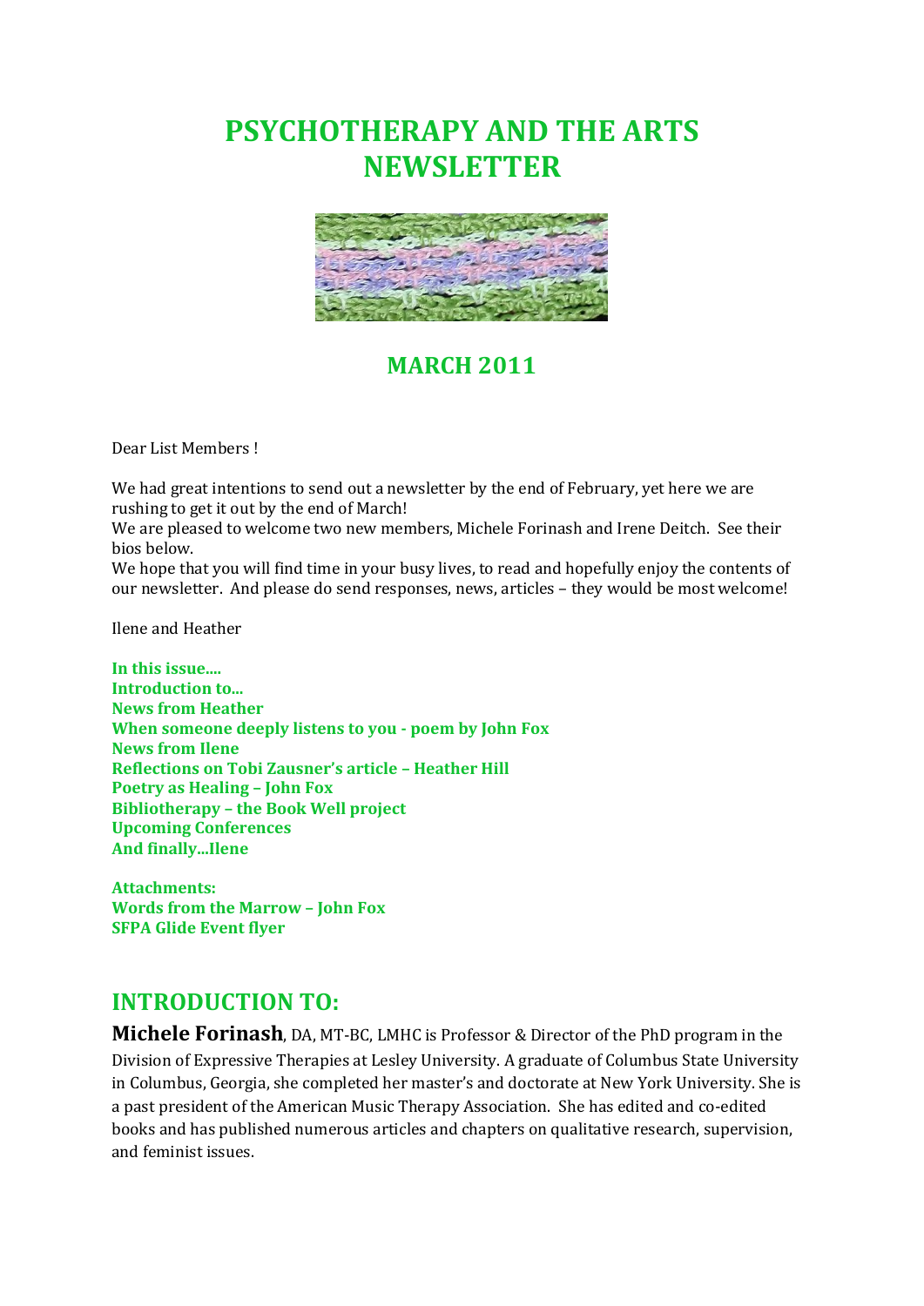# PSYCHOTHERAPY AND THE ARTS NEWSLETTER

## MARCH 2011

Dear List Members !

We had great intentions to send out a newsletter by the end of February, yet here we are rushing to get it out by the end of March!
We are pleased to welcome two new members, Michele Forinash and Irene Deitch. See their bios below.
We hope that you will find time in your busy lives, to read and hopefully enjoy the contents of our newsletter. And please do send responses, news, articles – they would be most welcome!

Ilene and Heather

**In this issue....**
**Introduction to...**
**News from Heather**
**When someone deeply listens to you - poem by John Fox**
**News from Ilene**
**Reflections on Tobi Zausner's article – Heather Hill**
**Poetry as Healing – John Fox**
**Bibliotherapy – the Book Well project**
**Upcoming Conferences**
**And finally...Ilene**

**Attachments:**
**Words from the Marrow – John Fox**
**SFPA Glide Event flyer**

## INTRODUCTION TO:

**Michele Forinash**, DA, MT-BC, LMHC is Professor & Director of the PhD program in the Division of Expressive Therapies at Lesley University. A graduate of Columbus State University in Columbus, Georgia, she completed her master's and doctorate at New York University. She is a past president of the American Music Therapy Association. She has edited and co-edited books and has published numerous articles and chapters on qualitative research, supervision, and feminist issues.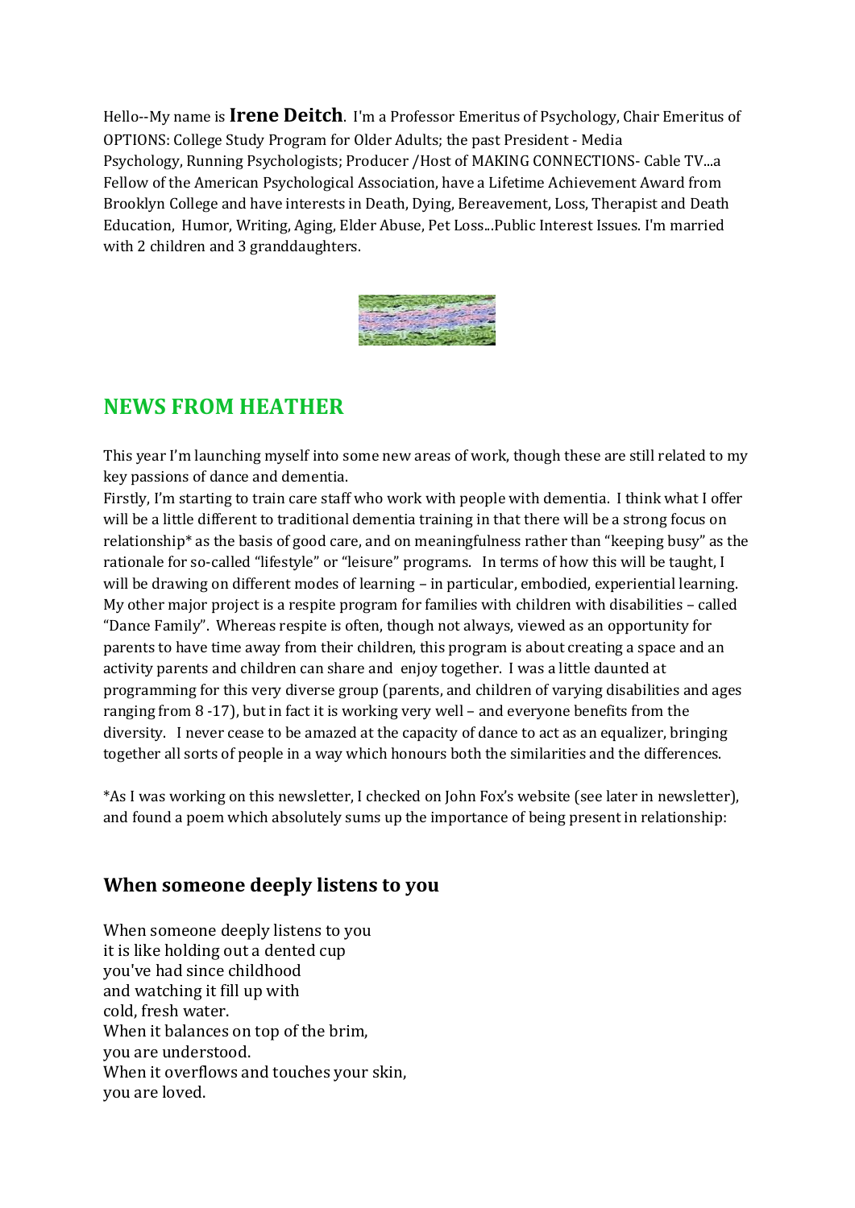Hello--My name is **Irene Deitch**. I'm a Professor Emeritus of Psychology, Chair Emeritus of OPTIONS: College Study Program for Older Adults; the past President - Media Psychology, Running Psychologists; Producer /Host of MAKING CONNECTIONS- Cable TV...a Fellow of the American Psychological Association, have a Lifetime Achievement Award from Brooklyn College and have interests in Death, Dying, Bereavement, Loss, Therapist and Death Education, Humor, Writing, Aging, Elder Abuse, Pet Loss...Public Interest Issues. I'm married with 2 children and 3 granddaughters.

## NEWS FROM HEATHER

This year I'm launching myself into some new areas of work, though these are still related to my key passions of dance and dementia.

Firstly, I'm starting to train care staff who work with people with dementia. I think what I offer will be a little different to traditional dementia training in that there will be a strong focus on relationship* as the basis of good care, and on meaningfulness rather than "keeping busy" as the rationale for so-called "lifestyle" or "leisure" programs. In terms of how this will be taught, I will be drawing on different modes of learning – in particular, embodied, experiential learning.

My other major project is a respite program for families with children with disabilities – called "Dance Family". Whereas respite is often, though not always, viewed as an opportunity for parents to have time away from their children, this program is about creating a space and an activity parents and children can share and enjoy together. I was a little daunted at programming for this very diverse group (parents, and children of varying disabilities and ages ranging from 8 -17), but in fact it is working very well – and everyone benefits from the diversity. I never cease to be amazed at the capacity of dance to act as an equalizer, bringing together all sorts of people in a way which honours both the similarities and the differences.

*As I was working on this newsletter, I checked on John Fox's website (see later in newsletter), and found a poem which absolutely sums up the importance of being present in relationship:

### When someone deeply listens to you

When someone deeply listens to you
it is like holding out a dented cup
you've had since childhood
and watching it fill up with
cold, fresh water.
When it balances on top of the brim,
you are understood.
When it overflows and touches your skin,
you are loved.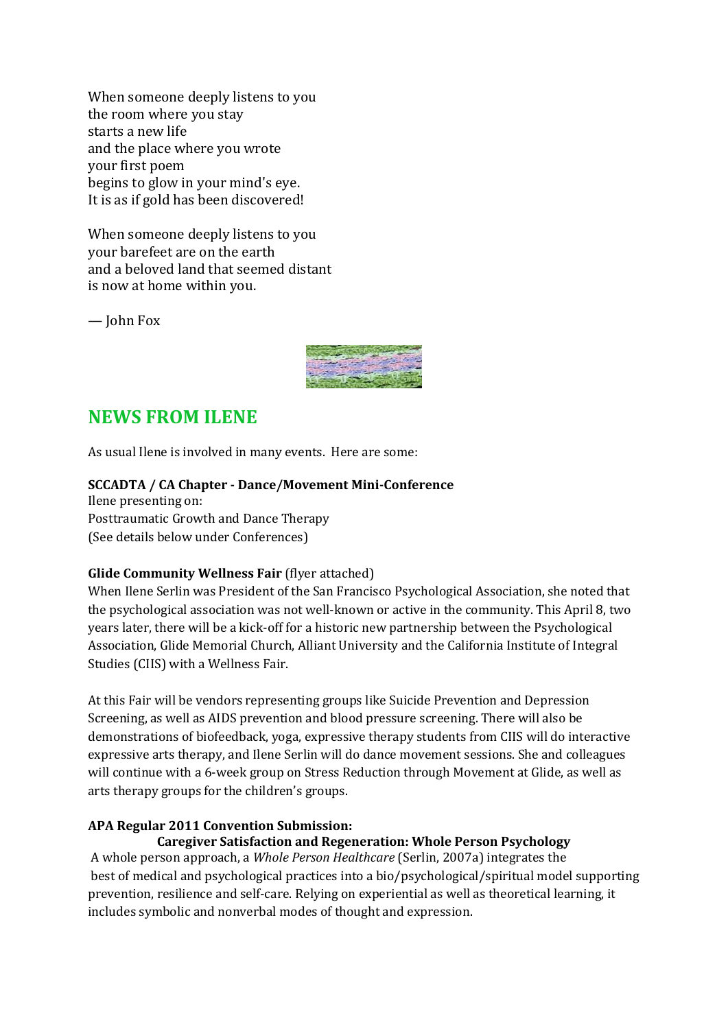When someone deeply listens to you  
the room where you stay  
starts a new life  
and the place where you wrote  
your first poem  
begins to glow in your mind's eye.  
It is as if gold has been discovered!

When someone deeply listens to you  
your barefeet are on the earth  
and a beloved land that seemed distant  
is now at home within you.

— John Fox

## NEWS FROM ILENE

As usual Ilene is involved in many events. Here are some:

**SCCADTA / CA Chapter - Dance/Movement Mini-Conference**  
Ilene presenting on:  
Posttraumatic Growth and Dance Therapy  
(See details below under Conferences)

**Glide Community Wellness Fair** (flyer attached)  
When Ilene Serlin was President of the San Francisco Psychological Association, she noted that the psychological association was not well-known or active in the community. This April 8, two years later, there will be a kick-off for a historic new partnership between the Psychological Association, Glide Memorial Church, Alliant University and the California Institute of Integral Studies (CIIS) with a Wellness Fair.

At this Fair will be vendors representing groups like Suicide Prevention and Depression Screening, as well as AIDS prevention and blood pressure screening. There will also be demonstrations of biofeedback, yoga, expressive therapy students from CIIS will do interactive expressive arts therapy, and Ilene Serlin will do dance movement sessions. She and colleagues will continue with a 6-week group on Stress Reduction through Movement at Glide, as well as arts therapy groups for the children's groups.

**APA Regular 2011 Convention Submission:**

**Caregiver Satisfaction and Regeneration: Whole Person Psychology**

A whole person approach, a *Whole Person Healthcare* (Serlin, 2007a) integrates the best of medical and psychological practices into a bio/psychological/spiritual model supporting prevention, resilience and self-care. Relying on experiential as well as theoretical learning, it includes symbolic and nonverbal modes of thought and expression.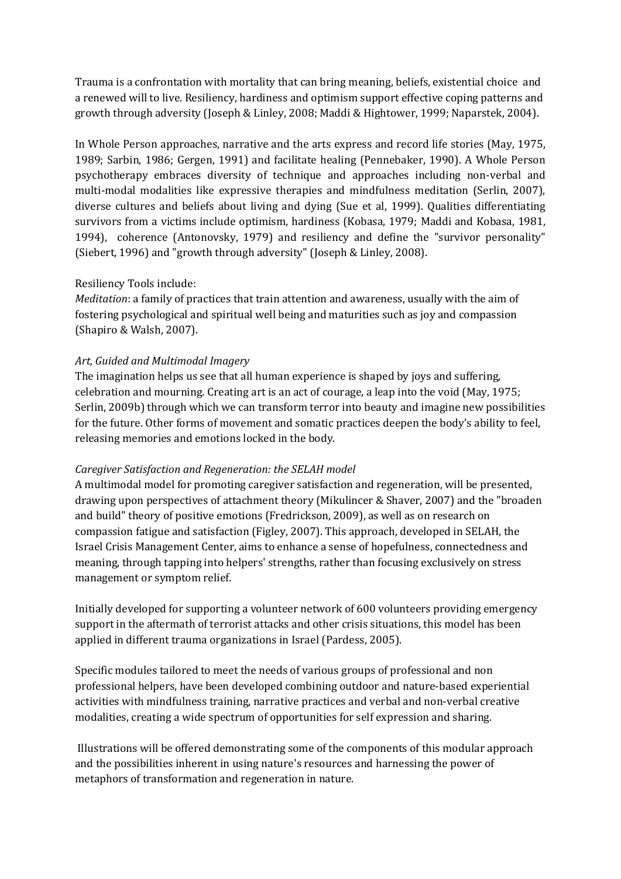Trauma is a confrontation with mortality that can bring meaning, beliefs, existential choice and a renewed will to live. Resiliency, hardiness and optimism support effective coping patterns and growth through adversity (Joseph & Linley, 2008; Maddi & Hightower, 1999; Naparstek, 2004).

In Whole Person approaches, narrative and the arts express and record life stories (May, 1975, 1989; Sarbin, 1986; Gergen, 1991) and facilitate healing (Pennebaker, 1990). A Whole Person psychotherapy embraces diversity of technique and approaches including non-verbal and multi-modal modalities like expressive therapies and mindfulness meditation (Serlin, 2007), diverse cultures and beliefs about living and dying (Sue et al, 1999). Qualities differentiating survivors from a victims include optimism, hardiness (Kobasa, 1979; Maddi and Kobasa, 1981, 1994), coherence (Antonovsky, 1979) and resiliency and define the "survivor personality" (Siebert, 1996) and "growth through adversity" (Joseph & Linley, 2008).

Resiliency Tools include:

*Meditation*: a family of practices that train attention and awareness, usually with the aim of fostering psychological and spiritual well being and maturities such as joy and compassion (Shapiro & Walsh, 2007).

*Art, Guided and Multimodal Imagery*

The imagination helps us see that all human experience is shaped by joys and suffering, celebration and mourning. Creating art is an act of courage, a leap into the void (May, 1975; Serlin, 2009b) through which we can transform terror into beauty and imagine new possibilities for the future. Other forms of movement and somatic practices deepen the body's ability to feel, releasing memories and emotions locked in the body.

*Caregiver Satisfaction and Regeneration: the SELAH model*

A multimodal model for promoting caregiver satisfaction and regeneration, will be presented, drawing upon perspectives of attachment theory (Mikulincer & Shaver, 2007) and the "broaden and build" theory of positive emotions (Fredrickson, 2009), as well as on research on compassion fatigue and satisfaction (Figley, 2007). This approach, developed in SELAH, the Israel Crisis Management Center, aims to enhance a sense of hopefulness, connectedness and meaning, through tapping into helpers' strengths, rather than focusing exclusively on stress management or symptom relief.

Initially developed for supporting a volunteer network of 600 volunteers providing emergency support in the aftermath of terrorist attacks and other crisis situations, this model has been applied in different trauma organizations in Israel (Pardess, 2005).

Specific modules tailored to meet the needs of various groups of professional and non professional helpers, have been developed combining outdoor and nature-based experiential activities with mindfulness training, narrative practices and verbal and non-verbal creative modalities, creating a wide spectrum of opportunities for self expression and sharing.

Illustrations will be offered demonstrating some of the components of this modular approach and the possibilities inherent in using nature's resources and harnessing the power of metaphors of transformation and regeneration in nature.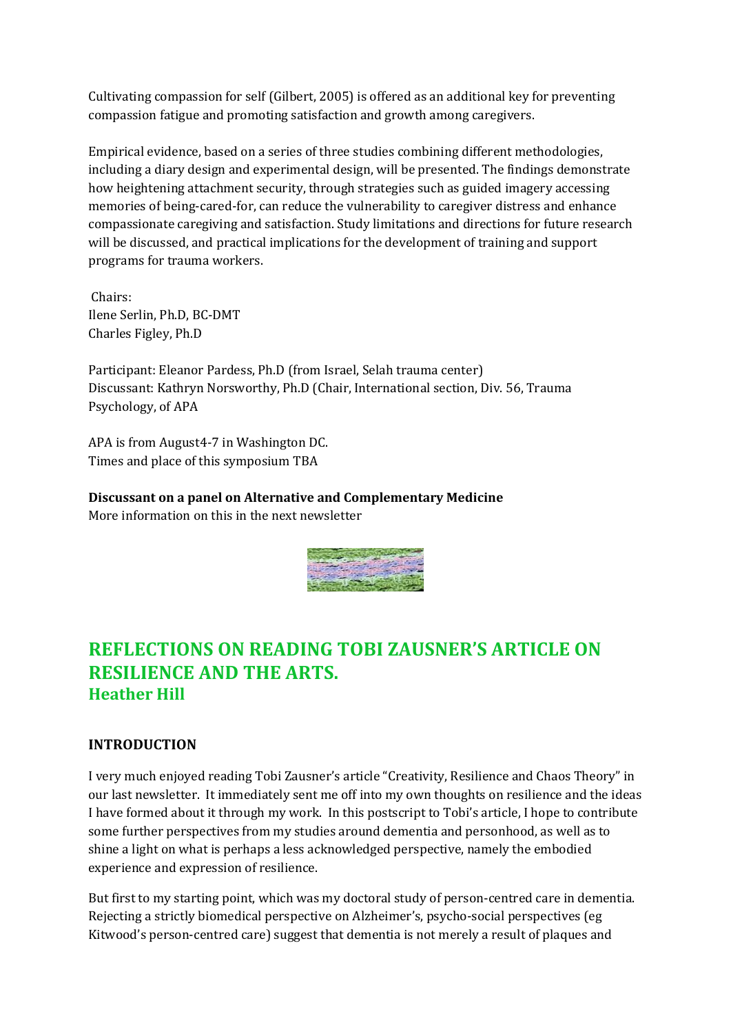Cultivating compassion for self (Gilbert, 2005) is offered as an additional key for preventing compassion fatigue and promoting satisfaction and growth among caregivers.

Empirical evidence, based on a series of three studies combining different methodologies, including a diary design and experimental design, will be presented. The findings demonstrate how heightening attachment security, through strategies such as guided imagery accessing memories of being-cared-for, can reduce the vulnerability to caregiver distress and enhance compassionate caregiving and satisfaction. Study limitations and directions for future research will be discussed, and practical implications for the development of training and support programs for trauma workers.

Chairs:
Ilene Serlin, Ph.D, BC-DMT
Charles Figley, Ph.D

Participant: Eleanor Pardess, Ph.D (from Israel, Selah trauma center)
Discussant: Kathryn Norsworthy, Ph.D (Chair, International section, Div. 56, Trauma Psychology, of APA

APA is from August4-7 in Washington DC.
Times and place of this symposium TBA

**Discussant on a panel on Alternative and Complementary Medicine**
More information on this in the next newsletter

## REFLECTIONS ON READING TOBI ZAUSNER'S ARTICLE ON RESILIENCE AND THE ARTS.

### Heather Hill

#### INTRODUCTION

I very much enjoyed reading Tobi Zausner's article "Creativity, Resilience and Chaos Theory" in our last newsletter. It immediately sent me off into my own thoughts on resilience and the ideas I have formed about it through my work. In this postscript to Tobi's article, I hope to contribute some further perspectives from my studies around dementia and personhood, as well as to shine a light on what is perhaps a less acknowledged perspective, namely the embodied experience and expression of resilience.

But first to my starting point, which was my doctoral study of person-centred care in dementia. Rejecting a strictly biomedical perspective on Alzheimer's, psycho-social perspectives (eg Kitwood's person-centred care) suggest that dementia is not merely a result of plaques and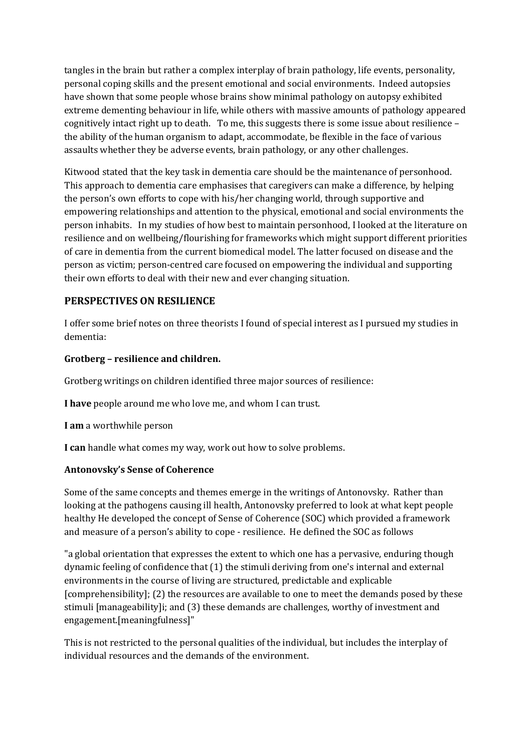tangles in the brain but rather a complex interplay of brain pathology, life events, personality, personal coping skills and the present emotional and social environments. Indeed autopsies have shown that some people whose brains show minimal pathology on autopsy exhibited extreme dementing behaviour in life, while others with massive amounts of pathology appeared cognitively intact right up to death. To me, this suggests there is some issue about resilience – the ability of the human organism to adapt, accommodate, be flexible in the face of various assaults whether they be adverse events, brain pathology, or any other challenges.

Kitwood stated that the key task in dementia care should be the maintenance of personhood. This approach to dementia care emphasises that caregivers can make a difference, by helping the person's own efforts to cope with his/her changing world, through supportive and empowering relationships and attention to the physical, emotional and social environments the person inhabits. In my studies of how best to maintain personhood, I looked at the literature on resilience and on wellbeing/flourishing for frameworks which might support different priorities of care in dementia from the current biomedical model. The latter focused on disease and the person as victim; person-centred care focused on empowering the individual and supporting their own efforts to deal with their new and ever changing situation.

## PERSPECTIVES ON RESILIENCE

I offer some brief notes on three theorists I found of special interest as I pursued my studies in dementia:

### Grotberg – resilience and children.

Grotberg writings on children identified three major sources of resilience:

**I have** people around me who love me, and whom I can trust.

**I am** a worthwhile person

**I can** handle what comes my way, work out how to solve problems.

### Antonovsky's Sense of Coherence

Some of the same concepts and themes emerge in the writings of Antonovsky. Rather than looking at the pathogens causing ill health, Antonovsky preferred to look at what kept people healthy He developed the concept of Sense of Coherence (SOC) which provided a framework and measure of a person's ability to cope - resilience. He defined the SOC as follows

"a global orientation that expresses the extent to which one has a pervasive, enduring though dynamic feeling of confidence that (1) the stimuli deriving from one's internal and external environments in the course of living are structured, predictable and explicable [comprehensibility]; (2) the resources are available to one to meet the demands posed by these stimuli [manageability]i; and (3) these demands are challenges, worthy of investment and engagement.[meaningfulness]"

This is not restricted to the personal qualities of the individual, but includes the interplay of individual resources and the demands of the environment.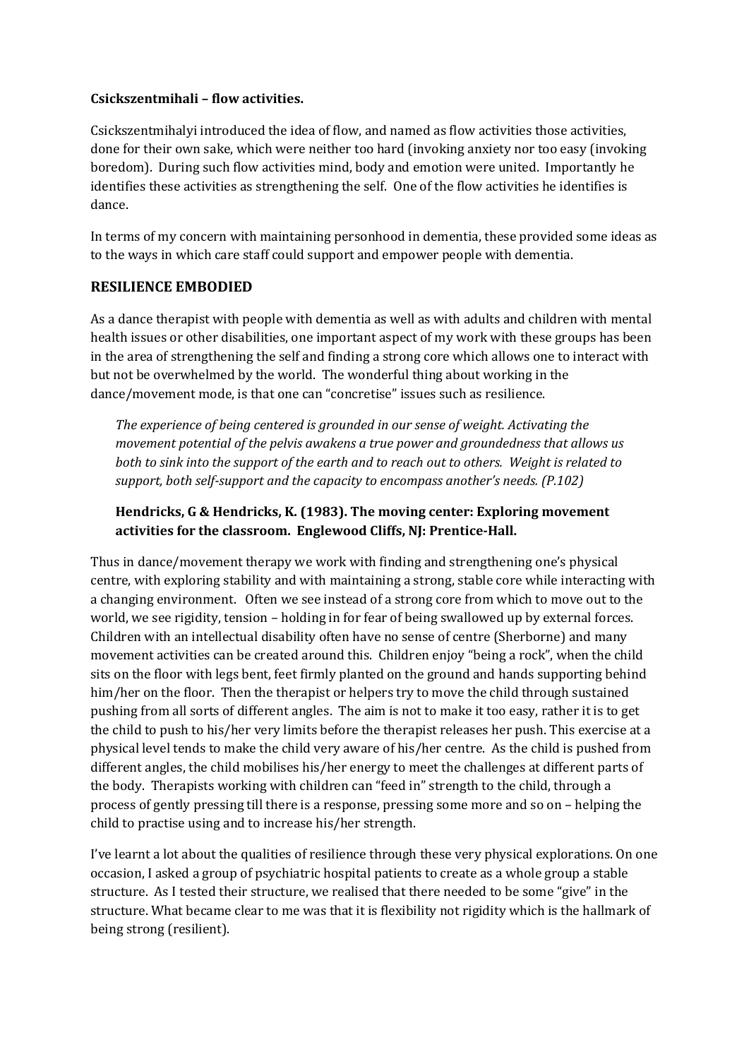**Csickszentmihali – flow activities.**

Csickszentmihalyi introduced the idea of flow, and named as flow activities those activities, done for their own sake, which were neither too hard (invoking anxiety nor too easy (invoking boredom). During such flow activities mind, body and emotion were united. Importantly he identifies these activities as strengthening the self. One of the flow activities he identifies is dance.

In terms of my concern with maintaining personhood in dementia, these provided some ideas as to the ways in which care staff could support and empower people with dementia.

## RESILIENCE EMBODIED

As a dance therapist with people with dementia as well as with adults and children with mental health issues or other disabilities, one important aspect of my work with these groups has been in the area of strengthening the self and finding a strong core which allows one to interact with but not be overwhelmed by the world. The wonderful thing about working in the dance/movement mode, is that one can "concretise" issues such as resilience.

> *The experience of being centered is grounded in our sense of weight. Activating the movement potential of the pelvis awakens a true power and groundedness that allows us both to sink into the support of the earth and to reach out to others. Weight is related to support, both self-support and the capacity to encompass another's needs. (P.102)*
>
> **Hendricks, G & Hendricks, K. (1983). The moving center: Exploring movement activities for the classroom. Englewood Cliffs, NJ: Prentice-Hall.**

Thus in dance/movement therapy we work with finding and strengthening one's physical centre, with exploring stability and with maintaining a strong, stable core while interacting with a changing environment. Often we see instead of a strong core from which to move out to the world, we see rigidity, tension – holding in for fear of being swallowed up by external forces. Children with an intellectual disability often have no sense of centre (Sherborne) and many movement activities can be created around this. Children enjoy "being a rock", when the child sits on the floor with legs bent, feet firmly planted on the ground and hands supporting behind him/her on the floor. Then the therapist or helpers try to move the child through sustained pushing from all sorts of different angles. The aim is not to make it too easy, rather it is to get the child to push to his/her very limits before the therapist releases her push. This exercise at a physical level tends to make the child very aware of his/her centre. As the child is pushed from different angles, the child mobilises his/her energy to meet the challenges at different parts of the body. Therapists working with children can "feed in" strength to the child, through a process of gently pressing till there is a response, pressing some more and so on – helping the child to practise using and to increase his/her strength.

I've learnt a lot about the qualities of resilience through these very physical explorations. On one occasion, I asked a group of psychiatric hospital patients to create as a whole group a stable structure. As I tested their structure, we realised that there needed to be some "give" in the structure. What became clear to me was that it is flexibility not rigidity which is the hallmark of being strong (resilient).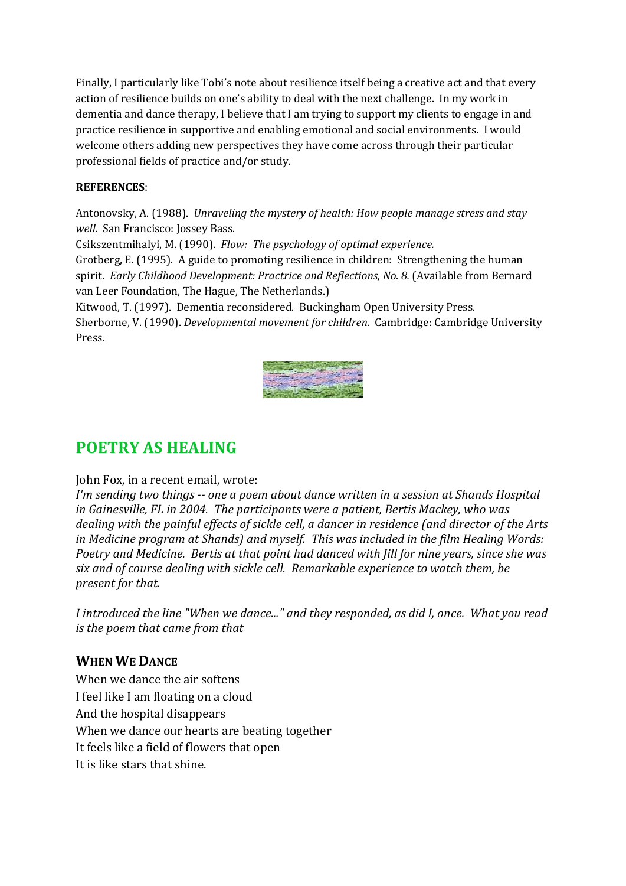Finally, I particularly like Tobi's note about resilience itself being a creative act and that every action of resilience builds on one's ability to deal with the next challenge. In my work in dementia and dance therapy, I believe that I am trying to support my clients to engage in and practice resilience in supportive and enabling emotional and social environments. I would welcome others adding new perspectives they have come across through their particular professional fields of practice and/or study.

**REFERENCES**:

Antonovsky, A. (1988). *Unraveling the mystery of health: How people manage stress and stay well.* San Francisco: Jossey Bass.
Csikszentmihalyi, M. (1990). *Flow: The psychology of optimal experience.*
Grotberg, E. (1995). A guide to promoting resilience in children: Strengthening the human spirit. *Early Childhood Development: Practice and Reflections, No. 8.* (Available from Bernard van Leer Foundation, The Hague, The Netherlands.)
Kitwood, T. (1997). Dementia reconsidered. Buckingham Open University Press.
Sherborne, V. (1990). *Developmental movement for children*. Cambridge: Cambridge University Press.

## POETRY AS HEALING

John Fox, in a recent email, wrote:
*I'm sending two things -- one a poem about dance written in a session at Shands Hospital in Gainesville, FL in 2004. The participants were a patient, Bertis Mackey, who was dealing with the painful effects of sickle cell, a dancer in residence (and director of the Arts in Medicine program at Shands) and myself. This was included in the film Healing Words: Poetry and Medicine. Bertis at that point had danced with Jill for nine years, since she was six and of course dealing with sickle cell. Remarkable experience to watch them, be present for that.*

*I introduced the line "When we dance..." and they responded, as did I, once. What you read is the poem that came from that*

### WHEN WE DANCE

When we dance the air softens
I feel like I am floating on a cloud
And the hospital disappears
When we dance our hearts are beating together
It feels like a field of flowers that open
It is like stars that shine.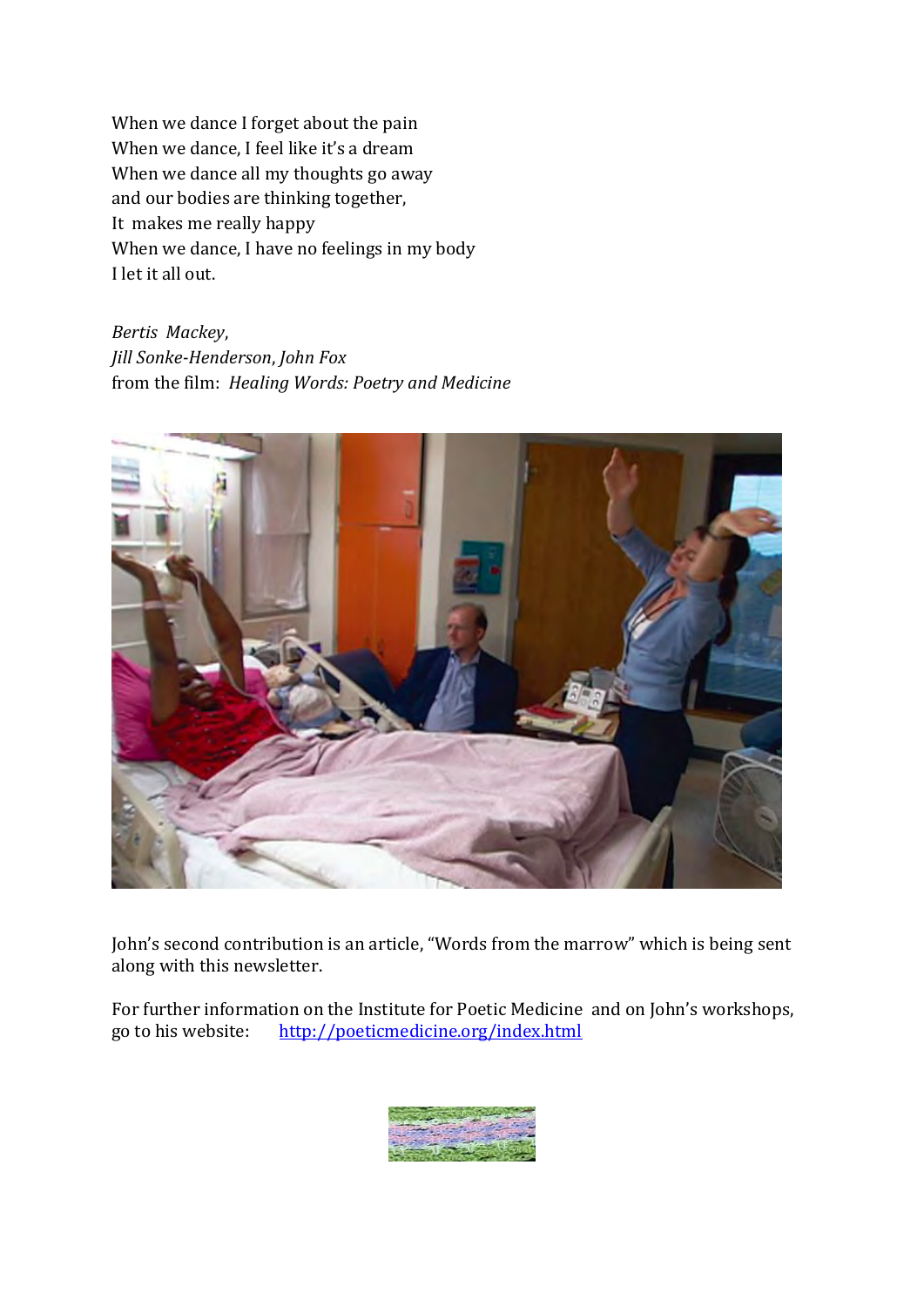When we dance I forget about the pain
When we dance, I feel like it's a dream
When we dance all my thoughts go away
and our bodies are thinking together,
It makes me really happy
When we dance, I have no feelings in my body
I let it all out.

*Bertis Mackey*,
*Jill Sonke-Henderson*, *John Fox*
from the film: *Healing Words: Poetry and Medicine*

John's second contribution is an article, "Words from the marrow" which is being sent along with this newsletter.

For further information on the Institute for Poetic Medicine and on John's workshops, go to his website: [http://poeticmedicine.org/index.html](http://poeticmedicine.org/index.html)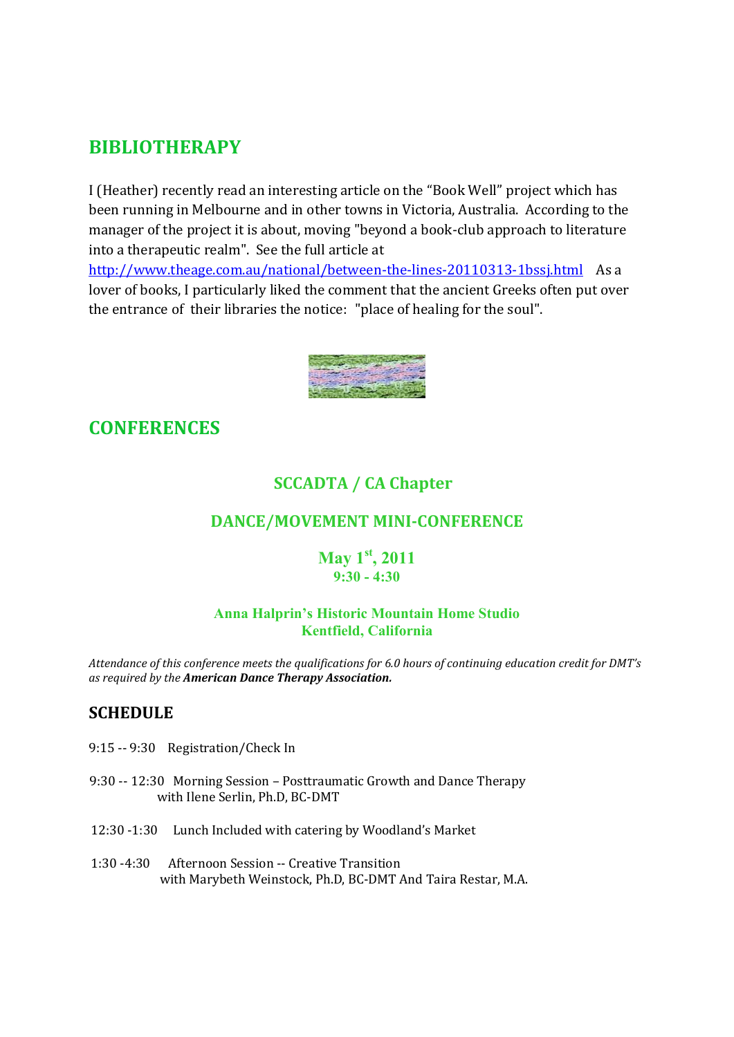## BIBLIOTHERAPY

I (Heather) recently read an interesting article on the "Book Well" project which has been running in Melbourne and in other towns in Victoria, Australia. According to the manager of the project it is about, moving "beyond a book-club approach to literature into a therapeutic realm". See the full article at http://www.theage.com.au/national/between-the-lines-20110313-1bssj.html As a lover of books, I particularly liked the comment that the ancient Greeks often put over the entrance of their libraries the notice: "place of healing for the soul".

## CONFERENCES

### SCCADTA / CA Chapter

### DANCE/MOVEMENT MINI-CONFERENCE

**May 1st, 2011**
**9:30 - 4:30**

**Anna Halprin's Historic Mountain Home Studio**
**Kentfield, California**

*Attendance of this conference meets the qualifications for 6.0 hours of continuing education credit for DMT's as required by the* ***American Dance Therapy Association.***

## SCHEDULE

9:15 -- 9:30 Registration/Check In

9:30 -- 12:30 Morning Session – Posttraumatic Growth and Dance Therapy
with Ilene Serlin, Ph.D, BC-DMT

12:30 -1:30 Lunch Included with catering by Woodland's Market

1:30 -4:30 Afternoon Session -- Creative Transition
with Marybeth Weinstock, Ph.D, BC-DMT And Taira Restar, M.A.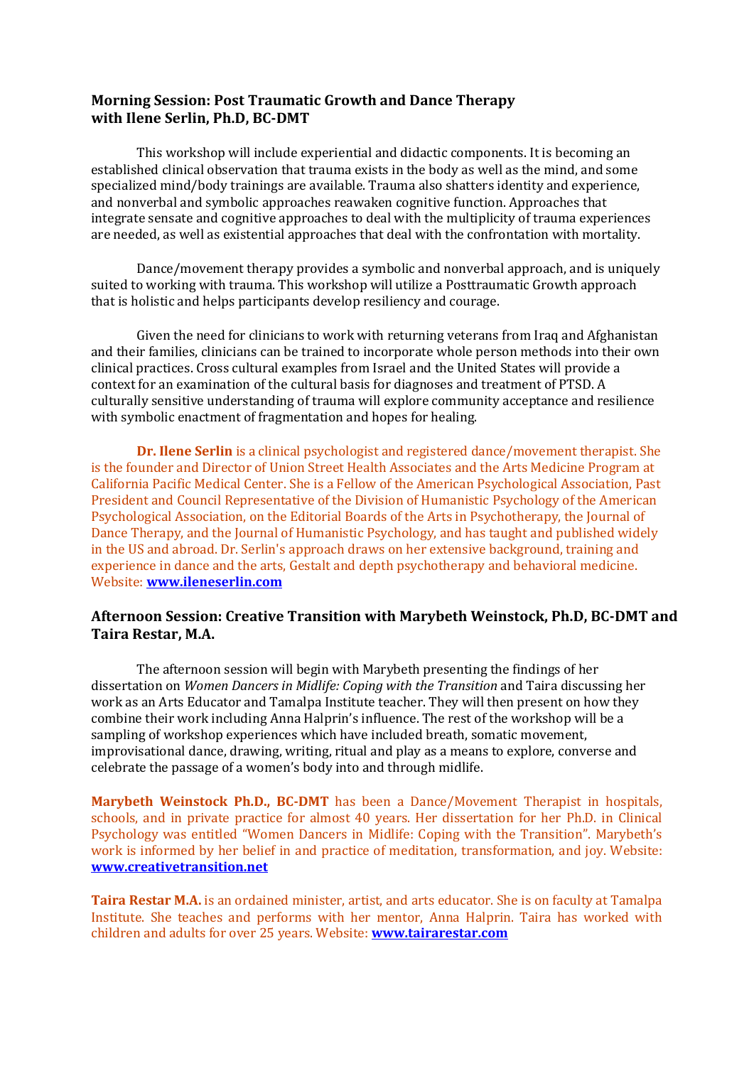### Morning Session: Post Traumatic Growth and Dance Therapy with Ilene Serlin, Ph.D, BC-DMT

This workshop will include experiential and didactic components. It is becoming an established clinical observation that trauma exists in the body as well as the mind, and some specialized mind/body trainings are available. Trauma also shatters identity and experience, and nonverbal and symbolic approaches reawaken cognitive function. Approaches that integrate sensate and cognitive approaches to deal with the multiplicity of trauma experiences are needed, as well as existential approaches that deal with the confrontation with mortality.

Dance/movement therapy provides a symbolic and nonverbal approach, and is uniquely suited to working with trauma. This workshop will utilize a Posttraumatic Growth approach that is holistic and helps participants develop resiliency and courage.

Given the need for clinicians to work with returning veterans from Iraq and Afghanistan and their families, clinicians can be trained to incorporate whole person methods into their own clinical practices. Cross cultural examples from Israel and the United States will provide a context for an examination of the cultural basis for diagnoses and treatment of PTSD. A culturally sensitive understanding of trauma will explore community acceptance and resilience with symbolic enactment of fragmentation and hopes for healing.

**Dr. Ilene Serlin** is a clinical psychologist and registered dance/movement therapist. She is the founder and Director of Union Street Health Associates and the Arts Medicine Program at California Pacific Medical Center. She is a Fellow of the American Psychological Association, Past President and Council Representative of the Division of Humanistic Psychology of the American Psychological Association, on the Editorial Boards of the Arts in Psychotherapy, the Journal of Dance Therapy, and the Journal of Humanistic Psychology, and has taught and published widely in the US and abroad. Dr. Serlin's approach draws on her extensive background, training and experience in dance and the arts, Gestalt and depth psychotherapy and behavioral medicine. Website: **www.ileneserlin.com**

### Afternoon Session: Creative Transition with Marybeth Weinstock, Ph.D, BC-DMT and Taira Restar, M.A.

The afternoon session will begin with Marybeth presenting the findings of her dissertation on *Women Dancers in Midlife: Coping with the Transition* and Taira discussing her work as an Arts Educator and Tamalpa Institute teacher. They will then present on how they combine their work including Anna Halprin's influence. The rest of the workshop will be a sampling of workshop experiences which have included breath, somatic movement, improvisational dance, drawing, writing, ritual and play as a means to explore, converse and celebrate the passage of a women's body into and through midlife.

**Marybeth Weinstock Ph.D., BC-DMT** has been a Dance/Movement Therapist in hospitals, schools, and in private practice for almost 40 years. Her dissertation for her Ph.D. in Clinical Psychology was entitled "Women Dancers in Midlife: Coping with the Transition". Marybeth's work is informed by her belief in and practice of meditation, transformation, and joy. Website: **www.creativetransition.net**

**Taira Restar M.A.** is an ordained minister, artist, and arts educator. She is on faculty at Tamalpa Institute. She teaches and performs with her mentor, Anna Halprin. Taira has worked with children and adults for over 25 years. Website: **www.tairarestar.com**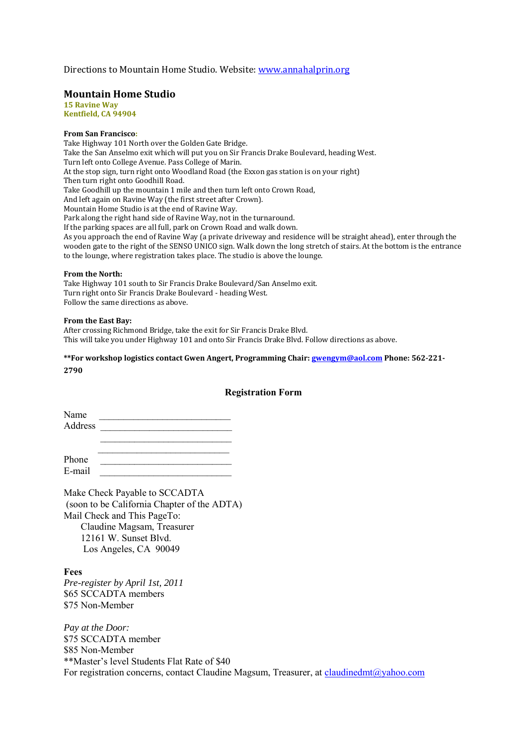Directions to Mountain Home Studio. Website: [www.annahalprin.org](http://www.annahalprin.org)

## Mountain Home Studio

**15 Ravine Way**
**Kentfield, CA 94904**

**From San Francisco:**
Take Highway 101 North over the Golden Gate Bridge.
Take the San Anselmo exit which will put you on Sir Francis Drake Boulevard, heading West.
Turn left onto College Avenue. Pass College of Marin.
At the stop sign, turn right onto Woodland Road (the Exxon gas station is on your right)
Then turn right onto Goodhill Road.
Take Goodhill up the mountain 1 mile and then turn left onto Crown Road,
And left again on Ravine Way (the first street after Crown).
Mountain Home Studio is at the end of Ravine Way.
Park along the right hand side of Ravine Way, not in the turnaround.
If the parking spaces are all full, park on Crown Road and walk down.
As you approach the end of Ravine Way (a private driveway and residence will be straight ahead), enter through the wooden gate to the right of the SENSO UNICO sign. Walk down the long stretch of stairs. At the bottom is the entrance to the lounge, where registration takes place. The studio is above the lounge.

**From the North:**
Take Highway 101 south to Sir Francis Drake Boulevard/San Anselmo exit.
Turn right onto Sir Francis Drake Boulevard - heading West.
Follow the same directions as above.

**From the East Bay:**
After crossing Richmond Bridge, take the exit for Sir Francis Drake Blvd.
This will take you under Highway 101 and onto Sir Francis Drake Blvd. Follow directions as above.

****For workshop logistics contact Gwen Angert, Programming Chair: [gwengym@aol.com](mailto:gwengym@aol.com) Phone: 562-221-2790**

### Registration Form

Name \_\_\_\_\_\_\_\_\_\_\_\_\_\_\_\_\_\_\_\_\_\_\_\_\_\_\_\_
Address \_\_\_\_\_\_\_\_\_\_\_\_\_\_\_\_\_\_\_\_\_\_\_\_\_\_\_\_
\_\_\_\_\_\_\_\_\_\_\_\_\_\_\_\_\_\_\_\_\_\_\_\_\_\_\_\_
\_\_\_\_\_\_\_\_\_\_\_\_\_\_\_\_\_\_\_\_\_\_\_\_\_\_\_\_
Phone \_\_\_\_\_\_\_\_\_\_\_\_\_\_\_\_\_\_\_\_\_\_\_\_\_\_\_\_
E-mail \_\_\_\_\_\_\_\_\_\_\_\_\_\_\_\_\_\_\_\_\_\_\_\_\_\_\_\_

Make Check Payable to SCCADTA
(soon to be California Chapter of the ADTA)
Mail Check and This PageTo:
Claudine Magsam, Treasurer
12161 W. Sunset Blvd.
Los Angeles, CA 90049

**Fees**
*Pre-register by April 1st, 2011*
$65 SCCADTA members
$75 Non-Member

*Pay at the Door:*
$75 SCCADTA member
$85 Non-Member
**Master's level Students Flat Rate of $40
For registration concerns, contact Claudine Magsum, Treasurer, at [claudinedmt@yahoo.com](mailto:claudinedmt@yahoo.com)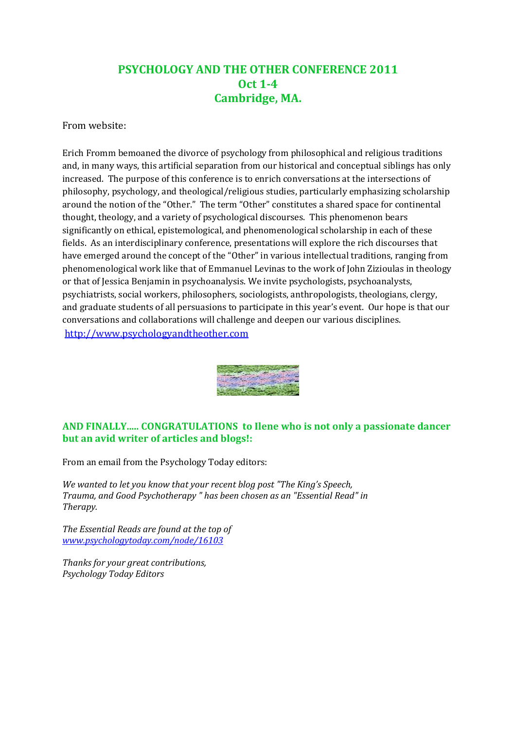## PSYCHOLOGY AND THE OTHER CONFERENCE 2011
## Oct 1-4
## Cambridge, MA.

From website:

Erich Fromm bemoaned the divorce of psychology from philosophical and religious traditions and, in many ways, this artificial separation from our historical and conceptual siblings has only increased. The purpose of this conference is to enrich conversations at the intersections of philosophy, psychology, and theological/religious studies, particularly emphasizing scholarship around the notion of the "Other." The term "Other" constitutes a shared space for continental thought, theology, and a variety of psychological discourses. This phenomenon bears significantly on ethical, epistemological, and phenomenological scholarship in each of these fields. As an interdisciplinary conference, presentations will explore the rich discourses that have emerged around the concept of the "Other" in various intellectual traditions, ranging from phenomenological work like that of Emmanuel Levinas to the work of John Zizioulas in theology or that of Jessica Benjamin in psychoanalysis. We invite psychologists, psychoanalysts, psychiatrists, social workers, philosophers, sociologists, anthropologists, theologians, clergy, and graduate students of all persuasions to participate in this year's event. Our hope is that our conversations and collaborations will challenge and deepen our various disciplines.
http://www.psychologyandtheother.com

**AND FINALLY..... CONGRATULATIONS to Ilene who is not only a passionate dancer but an avid writer of articles and blogs!:**

From an email from the Psychology Today editors:

*We wanted to let you know that your recent blog post "The King's Speech, Trauma, and Good Psychotherapy " has been chosen as an "Essential Read" in Therapy.*

*The Essential Reads are found at the top of www.psychologytoday.com/node/16103*

*Thanks for your great contributions,*
*Psychology Today Editors*